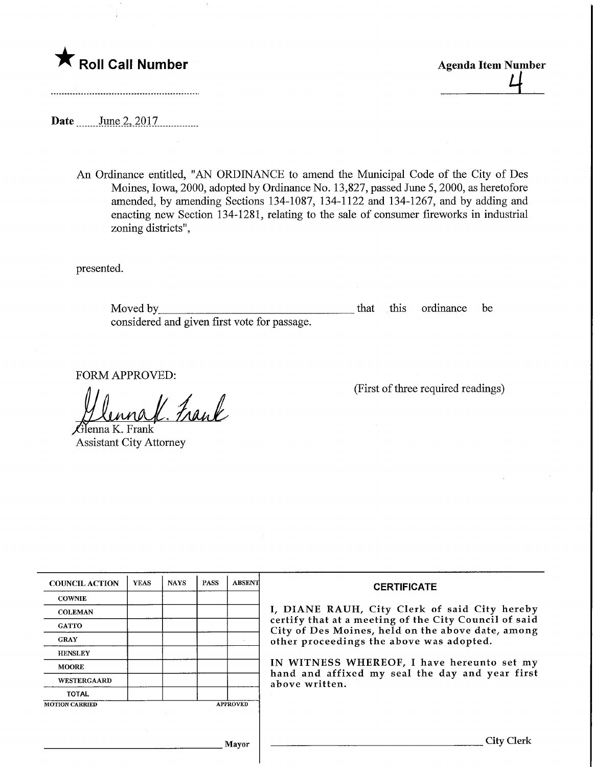★ **Roll Call Number**

**Agenda Item Number**

4

**Date** June 2, 2017

An Ordinance entitled, "AN ORDINANCE to amend the Municipal Code of the City of Des Moines, Iowa, 2000, adopted by Ordinance No. 13,827, passed June 5, 2000, as heretofore amended, by amending Sections 134-1087, 134-1122 and 134-1267, and by adding and enacting new Section 134-1281, relating to the sale of consumer fireworks in industrial zoning districts",

presented.

Moved by\_\_\_\_\_\_\_\_\_\_\_\_\_\_\_\_\_\_\_\_\_\_\_\_\_\_\_\_\_\_ that this ordinance be considered and given first vote for passage.

FORM APPROVED:

Glenna K. Frank
Assistant City Attorney

(First of three required readings)

| COUNCIL ACTION | YEAS | NAYS | PASS | ABSENT |
|---|---|---|---|---|
| COWNIE | | | | |
| COLEMAN | | | | |
| GATTO | | | | |
| GRAY | | | | |
| HENSLEY | | | | |
| MOORE | | | | |
| WESTERGAARD | | | | |
| TOTAL | | | | |
| MOTION CARRIED | | | | APPROVED |

\_\_\_\_\_\_\_\_\_\_\_\_\_\_\_\_\_\_\_\_\_\_\_\_\_\_\_\_ Mayor

**CERTIFICATE**

I, DIANE RAUH, City Clerk of said City hereby certify that at a meeting of the City Council of said City of Des Moines, held on the above date, among other proceedings the above was adopted.

IN WITNESS WHEREOF, I have hereunto set my hand and affixed my seal the day and year first above written.

\_\_\_\_\_\_\_\_\_\_\_\_\_\_\_\_\_\_\_\_\_\_\_\_\_\_\_\_ City Clerk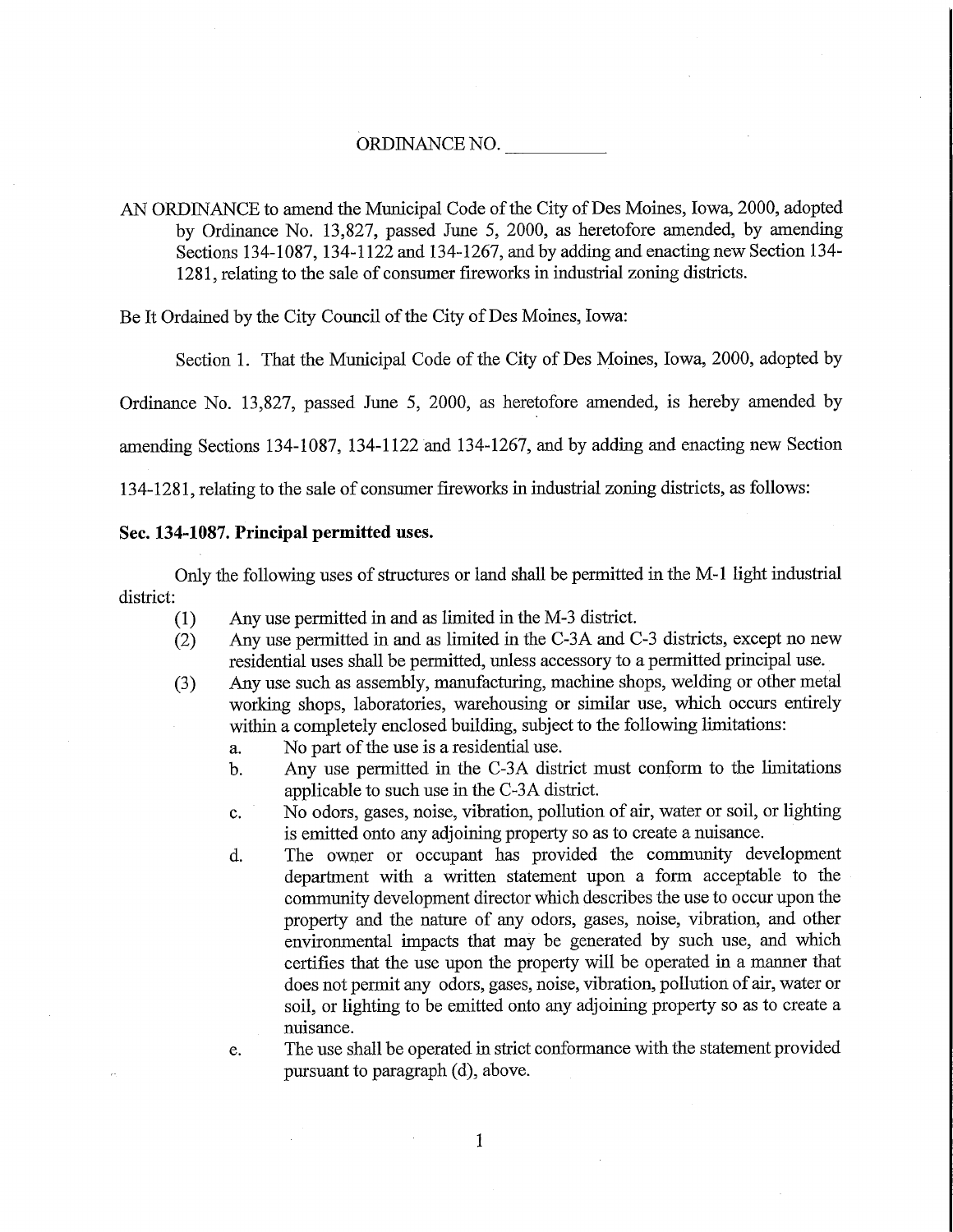ORDINANCE NO. __________

AN ORDINANCE to amend the Municipal Code of the City of Des Moines, Iowa, 2000, adopted by Ordinance No. 13,827, passed June 5, 2000, as heretofore amended, by amending Sections 134-1087, 134-1122 and 134-1267, and by adding and enacting new Section 134-1281, relating to the sale of consumer fireworks in industrial zoning districts.

Be It Ordained by the City Council of the City of Des Moines, Iowa:

Section 1. That the Municipal Code of the City of Des Moines, Iowa, 2000, adopted by Ordinance No. 13,827, passed June 5, 2000, as heretofore amended, is hereby amended by amending Sections 134-1087, 134-1122 and 134-1267, and by adding and enacting new Section 134-1281, relating to the sale of consumer fireworks in industrial zoning districts, as follows:

**Sec. 134-1087. Principal permitted uses.**

Only the following uses of structures or land shall be permitted in the M-1 light industrial district:

(1) Any use permitted in and as limited in the M-3 district.

(2) Any use permitted in and as limited in the C-3A and C-3 districts, except no new residential uses shall be permitted, unless accessory to a permitted principal use.

(3) Any use such as assembly, manufacturing, machine shops, welding or other metal working shops, laboratories, warehousing or similar use, which occurs entirely within a completely enclosed building, subject to the following limitations:

  a. No part of the use is a residential use.

  b. Any use permitted in the C-3A district must conform to the limitations applicable to such use in the C-3A district.

  c. No odors, gases, noise, vibration, pollution of air, water or soil, or lighting is emitted onto any adjoining property so as to create a nuisance.

  d. The owner or occupant has provided the community development department with a written statement upon a form acceptable to the community development director which describes the use to occur upon the property and the nature of any odors, gases, noise, vibration, and other environmental impacts that may be generated by such use, and which certifies that the use upon the property will be operated in a manner that does not permit any odors, gases, noise, vibration, pollution of air, water or soil, or lighting to be emitted onto any adjoining property so as to create a nuisance.

  e. The use shall be operated in strict conformance with the statement provided pursuant to paragraph (d), above.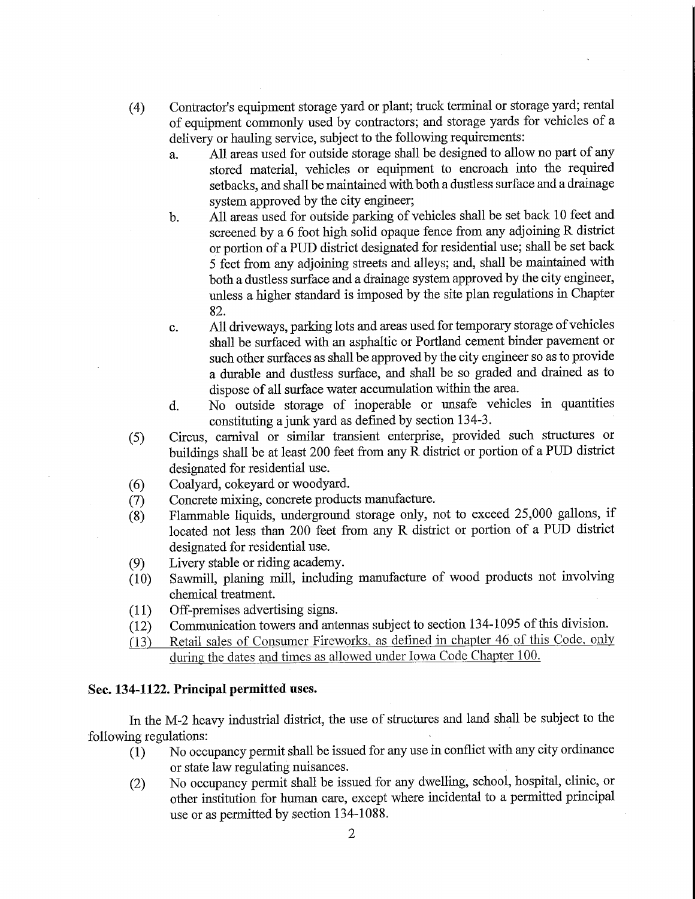(4) Contractor's equipment storage yard or plant; truck terminal or storage yard; rental of equipment commonly used by contractors; and storage yards for vehicles of a delivery or hauling service, subject to the following requirements:
   a. All areas used for outside storage shall be designed to allow no part of any stored material, vehicles or equipment to encroach into the required setbacks, and shall be maintained with both a dustless surface and a drainage system approved by the city engineer;
   b. All areas used for outside parking of vehicles shall be set back 10 feet and screened by a 6 foot high solid opaque fence from any adjoining R district or portion of a PUD district designated for residential use; shall be set back 5 feet from any adjoining streets and alleys; and, shall be maintained with both a dustless surface and a drainage system approved by the city engineer, unless a higher standard is imposed by the site plan regulations in Chapter 82.
   c. All driveways, parking lots and areas used for temporary storage of vehicles shall be surfaced with an asphaltic or Portland cement binder pavement or such other surfaces as shall be approved by the city engineer so as to provide a durable and dustless surface, and shall be so graded and drained as to dispose of all surface water accumulation within the area.
   d. No outside storage of inoperable or unsafe vehicles in quantities constituting a junk yard as defined by section 134-3.

(5) Circus, carnival or similar transient enterprise, provided such structures or buildings shall be at least 200 feet from any R district or portion of a PUD district designated for residential use.

(6) Coalyard, cokeyard or woodyard.

(7) Concrete mixing, concrete products manufacture.

(8) Flammable liquids, underground storage only, not to exceed 25,000 gallons, if located not less than 200 feet from any R district or portion of a PUD district designated for residential use.

(9) Livery stable or riding academy.

(10) Sawmill, planing mill, including manufacture of wood products not involving chemical treatment.

(11) Off-premises advertising signs.

(12) Communication towers and antennas subject to section 134-1095 of this division.

(13) Retail sales of Consumer Fireworks, as defined in chapter 46 of this Code, only during the dates and times as allowed under Iowa Code Chapter 100.

**Sec. 134-1122. Principal permitted uses.**

In the M-2 heavy industrial district, the use of structures and land shall be subject to the following regulations:

(1) No occupancy permit shall be issued for any use in conflict with any city ordinance or state law regulating nuisances.

(2) No occupancy permit shall be issued for any dwelling, school, hospital, clinic, or other institution for human care, except where incidental to a permitted principal use or as permitted by section 134-1088.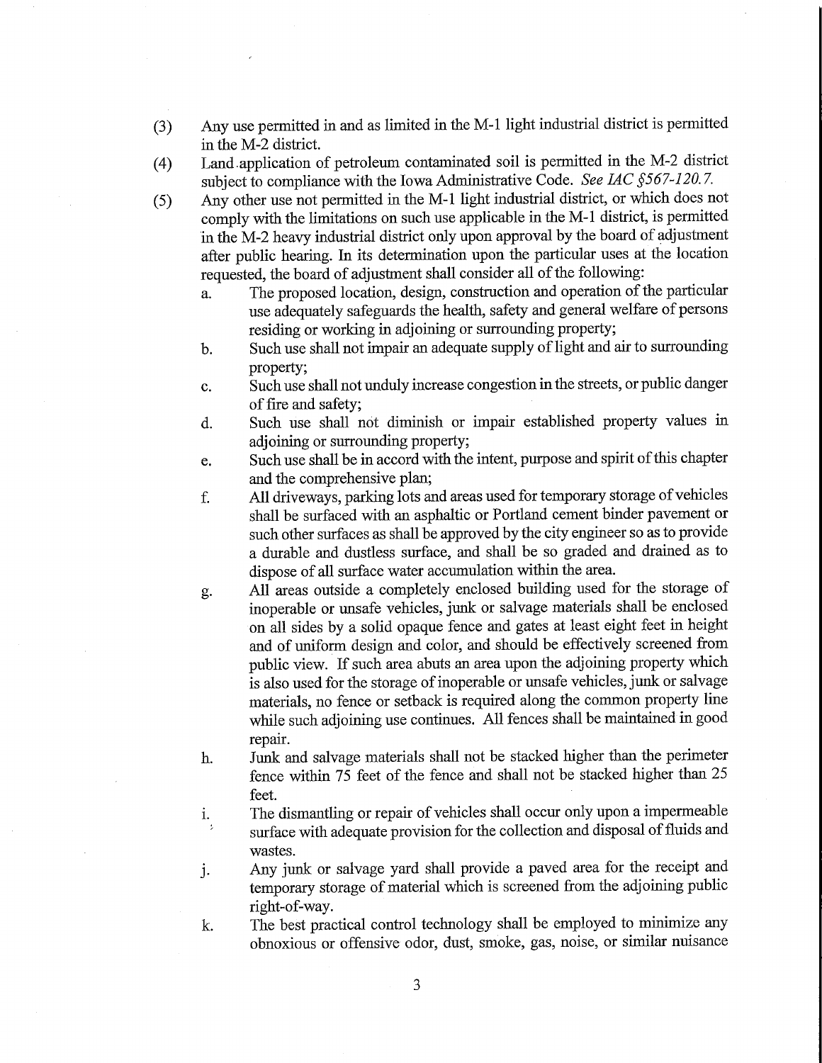(3) Any use permitted in and as limited in the M-1 light industrial district is permitted in the M-2 district.

(4) Land application of petroleum contaminated soil is permitted in the M-2 district subject to compliance with the Iowa Administrative Code. *See IAC §567-120.7.*

(5) Any other use not permitted in the M-1 light industrial district, or which does not comply with the limitations on such use applicable in the M-1 district, is permitted in the M-2 heavy industrial district only upon approval by the board of adjustment after public hearing. In its determination upon the particular uses at the location requested, the board of adjustment shall consider all of the following:

  a. The proposed location, design, construction and operation of the particular use adequately safeguards the health, safety and general welfare of persons residing or working in adjoining or surrounding property;

  b. Such use shall not impair an adequate supply of light and air to surrounding property;

  c. Such use shall not unduly increase congestion in the streets, or public danger of fire and safety;

  d. Such use shall not diminish or impair established property values in adjoining or surrounding property;

  e. Such use shall be in accord with the intent, purpose and spirit of this chapter and the comprehensive plan;

  f. All driveways, parking lots and areas used for temporary storage of vehicles shall be surfaced with an asphaltic or Portland cement binder pavement or such other surfaces as shall be approved by the city engineer so as to provide a durable and dustless surface, and shall be so graded and drained as to dispose of all surface water accumulation within the area.

  g. All areas outside a completely enclosed building used for the storage of inoperable or unsafe vehicles, junk or salvage materials shall be enclosed on all sides by a solid opaque fence and gates at least eight feet in height and of uniform design and color, and should be effectively screened from public view. If such area abuts an area upon the adjoining property which is also used for the storage of inoperable or unsafe vehicles, junk or salvage materials, no fence or setback is required along the common property line while such adjoining use continues. All fences shall be maintained in good repair.

  h. Junk and salvage materials shall not be stacked higher than the perimeter fence within 75 feet of the fence and shall not be stacked higher than 25 feet.

  i. The dismantling or repair of vehicles shall occur only upon a impermeable surface with adequate provision for the collection and disposal of fluids and wastes.

  j. Any junk or salvage yard shall provide a paved area for the receipt and temporary storage of material which is screened from the adjoining public right-of-way.

  k. The best practical control technology shall be employed to minimize any obnoxious or offensive odor, dust, smoke, gas, noise, or similar nuisance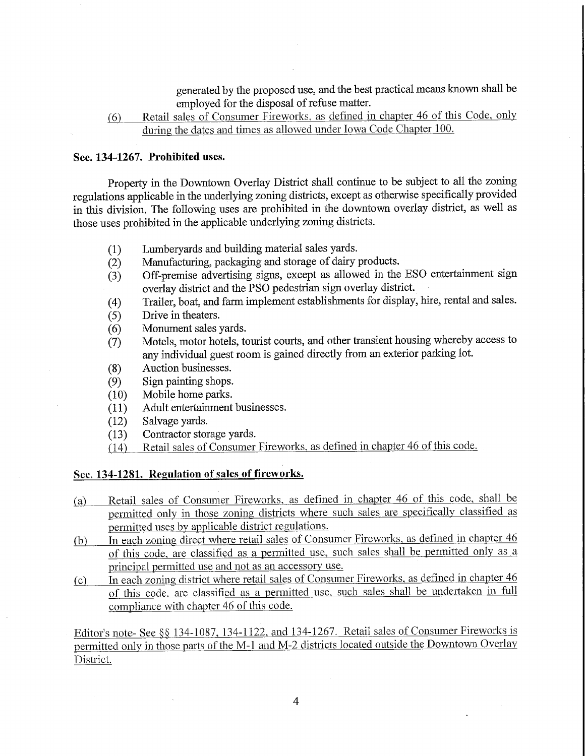generated by the proposed use, and the best practical means known shall be employed for the disposal of refuse matter.

(6) Retail sales of Consumer Fireworks, as defined in chapter 46 of this Code, only during the dates and times as allowed under Iowa Code Chapter 100.

**Sec. 134-1267. Prohibited uses.**

Property in the Downtown Overlay District shall continue to be subject to all the zoning regulations applicable in the underlying zoning districts, except as otherwise specifically provided in this division. The following uses are prohibited in the downtown overlay district, as well as those uses prohibited in the applicable underlying zoning districts.

(1) Lumberyards and building material sales yards.
(2) Manufacturing, packaging and storage of dairy products.
(3) Off-premise advertising signs, except as allowed in the ESO entertainment sign overlay district and the PSO pedestrian sign overlay district.
(4) Trailer, boat, and farm implement establishments for display, hire, rental and sales.
(5) Drive in theaters.
(6) Monument sales yards.
(7) Motels, motor hotels, tourist courts, and other transient housing whereby access to any individual guest room is gained directly from an exterior parking lot.
(8) Auction businesses.
(9) Sign painting shops.
(10) Mobile home parks.
(11) Adult entertainment businesses.
(12) Salvage yards.
(13) Contractor storage yards.
(14) Retail sales of Consumer Fireworks, as defined in chapter 46 of this code.

**Sec. 134-1281. Regulation of sales of fireworks.**

(a) Retail sales of Consumer Fireworks, as defined in chapter 46 of this code, shall be permitted only in those zoning districts where such sales are specifically classified as permitted uses by applicable district regulations.

(b) In each zoning direct where retail sales of Consumer Fireworks, as defined in chapter 46 of this code, are classified as a permitted use, such sales shall be permitted only as a principal permitted use and not as an accessory use.

(c) In each zoning district where retail sales of Consumer Fireworks, as defined in chapter 46 of this code, are classified as a permitted use, such sales shall be undertaken in full compliance with chapter 46 of this code.

Editor's note- See §§ 134-1087, 134-1122, and 134-1267. Retail sales of Consumer Fireworks is permitted only in those parts of the M-1 and M-2 districts located outside the Downtown Overlay District.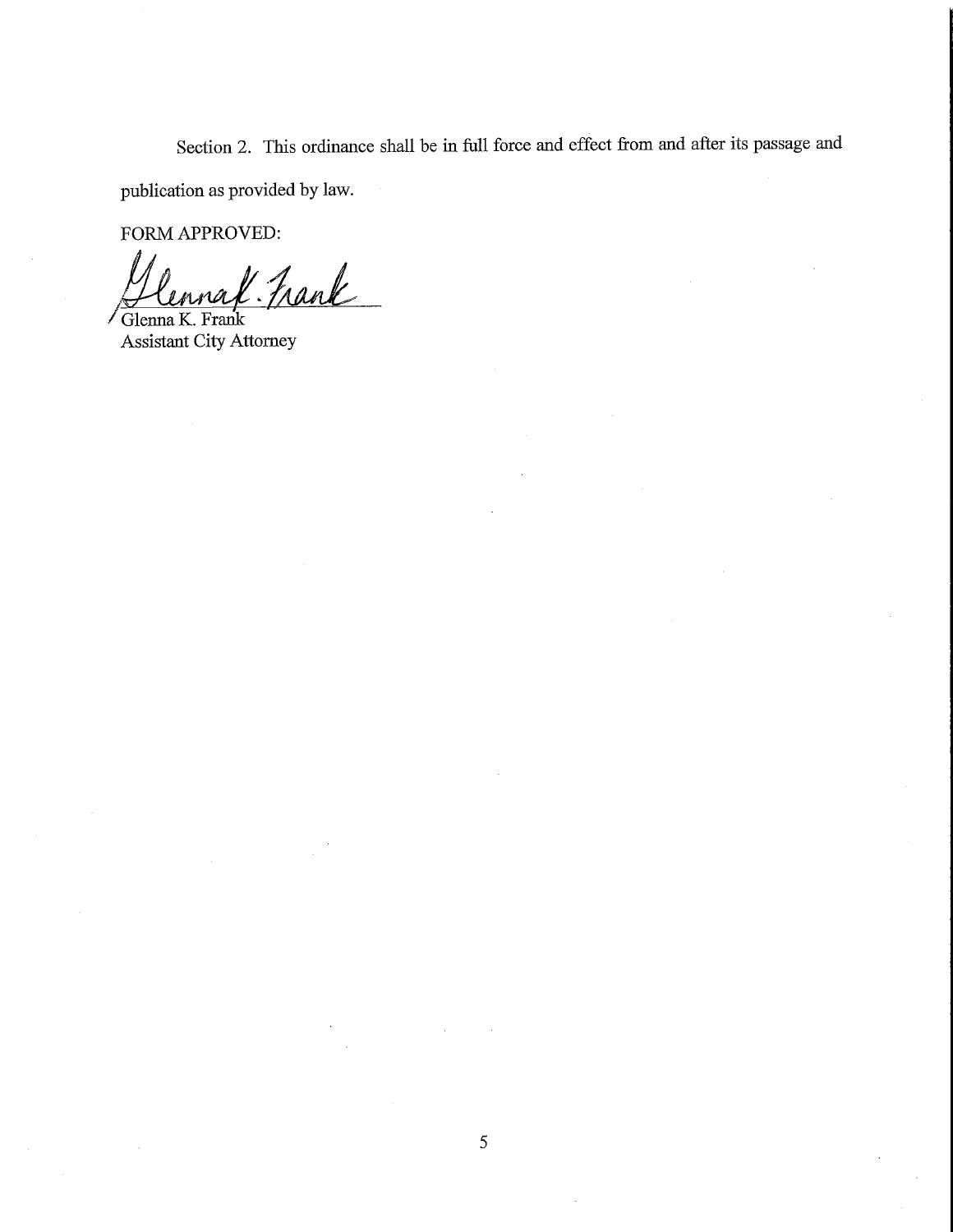Section 2. This ordinance shall be in full force and effect from and after its passage and publication as provided by law.

FORM APPROVED:

Glenna K. Frank

Glenna K. Frank
Assistant City Attorney